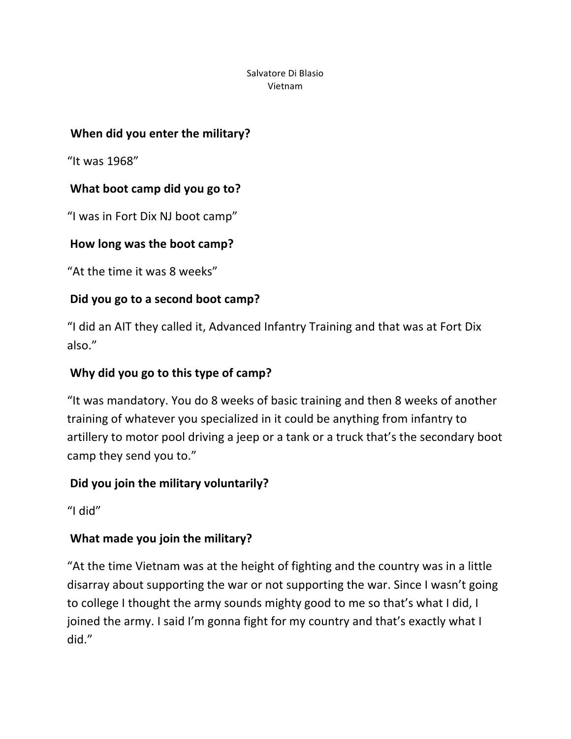Salvatore Di Blasio
Vietnam

**When did you enter the military?**

“It was 1968”

**What boot camp did you go to?**

“I was in Fort Dix NJ boot camp”

**How long was the boot camp?**

“At the time it was 8 weeks”

**Did you go to a second boot camp?**

“I did an AIT they called it, Advanced Infantry Training and that was at Fort Dix also.”

**Why did you go to this type of camp?**

“It was mandatory. You do 8 weeks of basic training and then 8 weeks of another training of whatever you specialized in it could be anything from infantry to artillery to motor pool driving a jeep or a tank or a truck that’s the secondary boot camp they send you to.”

**Did you join the military voluntarily?**

“I did”

**What made you join the military?**

“At the time Vietnam was at the height of fighting and the country was in a little disarray about supporting the war or not supporting the war. Since I wasn’t going to college I thought the army sounds mighty good to me so that’s what I did, I joined the army. I said I’m gonna fight for my country and that’s exactly what I did.”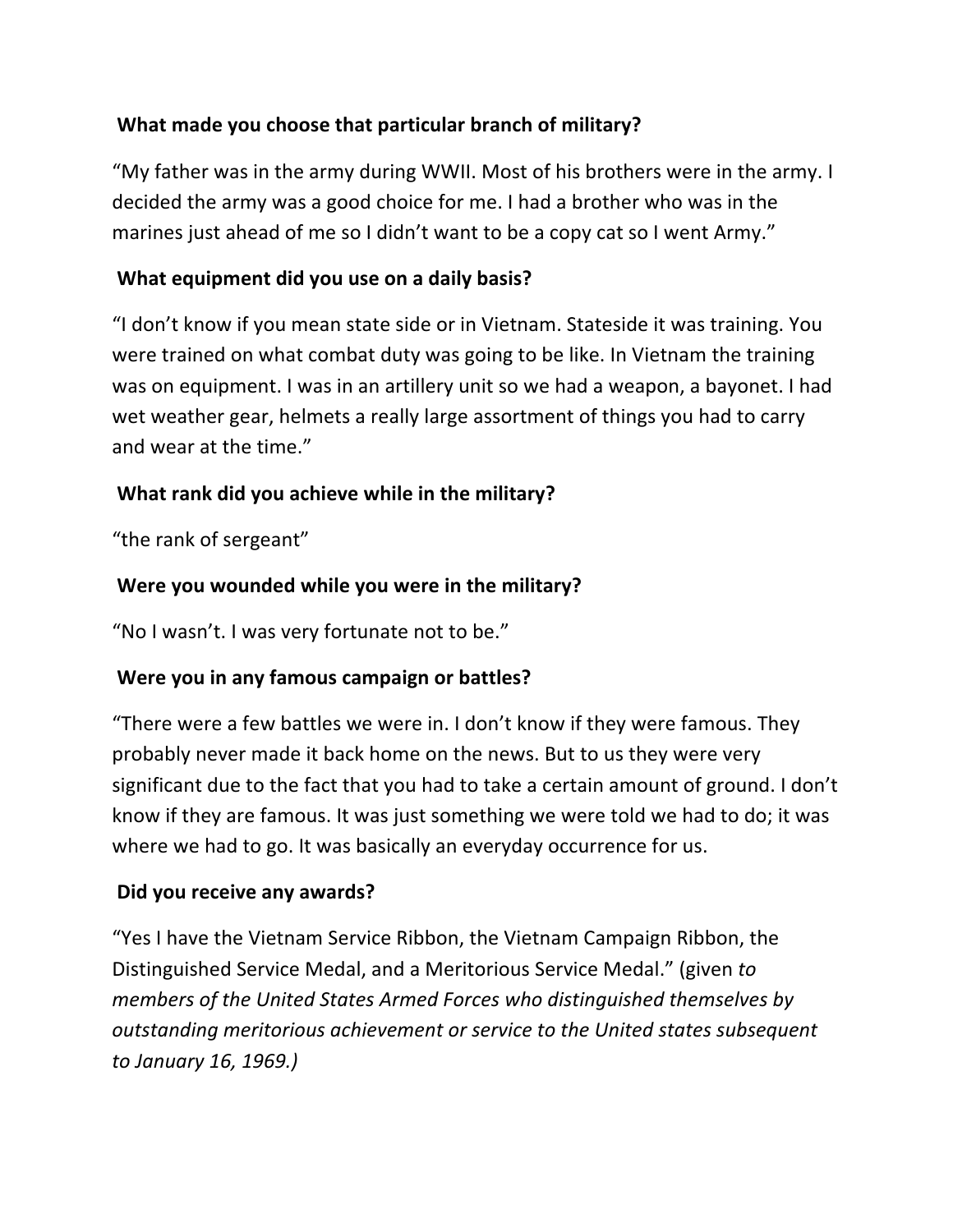**What made you choose that particular branch of military?**

“My father was in the army during WWII. Most of his brothers were in the army. I decided the army was a good choice for me. I had a brother who was in the marines just ahead of me so I didn’t want to be a copy cat so I went Army.”

**What equipment did you use on a daily basis?**

“I don’t know if you mean state side or in Vietnam. Stateside it was training. You were trained on what combat duty was going to be like. In Vietnam the training was on equipment. I was in an artillery unit so we had a weapon, a bayonet. I had wet weather gear, helmets a really large assortment of things you had to carry and wear at the time.”

**What rank did you achieve while in the military?**

“the rank of sergeant”

**Were you wounded while you were in the military?**

“No I wasn’t. I was very fortunate not to be.”

**Were you in any famous campaign or battles?**

“There were a few battles we were in. I don’t know if they were famous. They probably never made it back home on the news. But to us they were very significant due to the fact that you had to take a certain amount of ground. I don’t know if they are famous. It was just something we were told we had to do; it was where we had to go. It was basically an everyday occurrence for us.

**Did you receive any awards?**

“Yes I have the Vietnam Service Ribbon, the Vietnam Campaign Ribbon, the Distinguished Service Medal, and a Meritorious Service Medal.” (given *to members of the United States Armed Forces who distinguished themselves by outstanding meritorious achievement or service to the United states subsequent to January 16, 1969.)*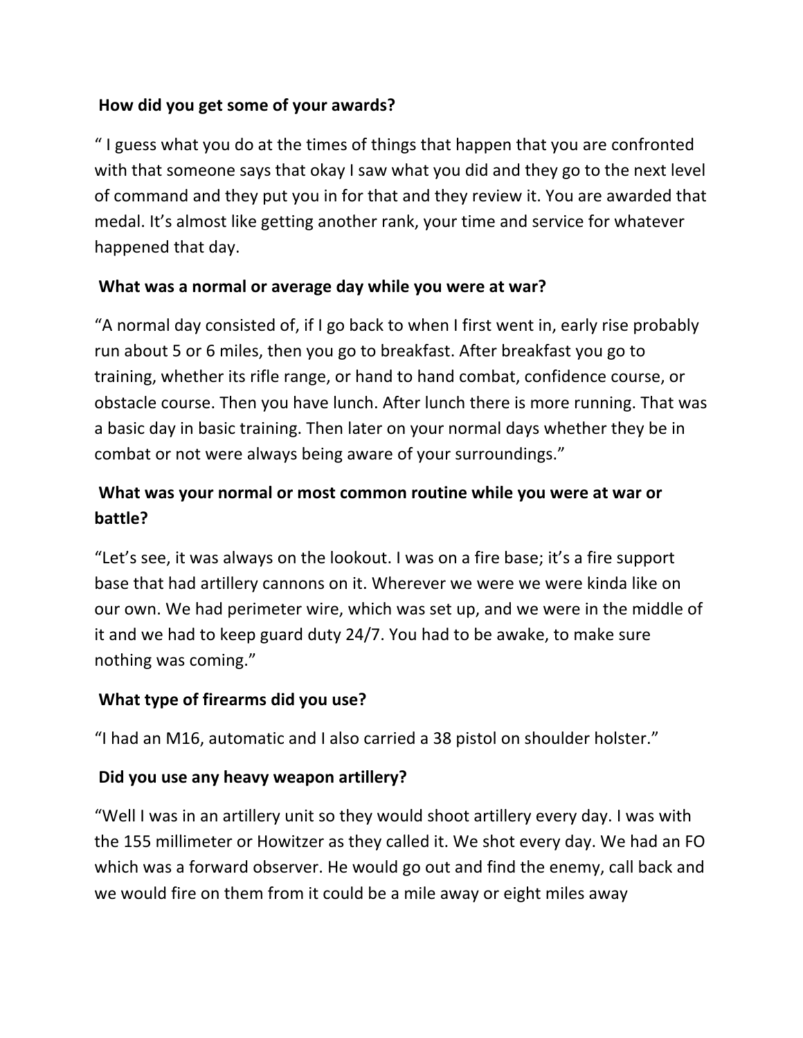**How did you get some of your awards?**

" I guess what you do at the times of things that happen that you are confronted with that someone says that okay I saw what you did and they go to the next level of command and they put you in for that and they review it. You are awarded that medal. It's almost like getting another rank, your time and service for whatever happened that day.

**What was a normal or average day while you were at war?**

"A normal day consisted of, if I go back to when I first went in, early rise probably run about 5 or 6 miles, then you go to breakfast. After breakfast you go to training, whether its rifle range, or hand to hand combat, confidence course, or obstacle course. Then you have lunch. After lunch there is more running. That was a basic day in basic training. Then later on your normal days whether they be in combat or not were always being aware of your surroundings."

**What was your normal or most common routine while you were at war or battle?**

"Let's see, it was always on the lookout. I was on a fire base; it's a fire support base that had artillery cannons on it. Wherever we were we were kinda like on our own. We had perimeter wire, which was set up, and we were in the middle of it and we had to keep guard duty 24/7. You had to be awake, to make sure nothing was coming."

**What type of firearms did you use?**

"I had an M16, automatic and I also carried a 38 pistol on shoulder holster."

**Did you use any heavy weapon artillery?**

"Well I was in an artillery unit so they would shoot artillery every day. I was with the 155 millimeter or Howitzer as they called it. We shot every day. We had an FO which was a forward observer. He would go out and find the enemy, call back and we would fire on them from it could be a mile away or eight miles away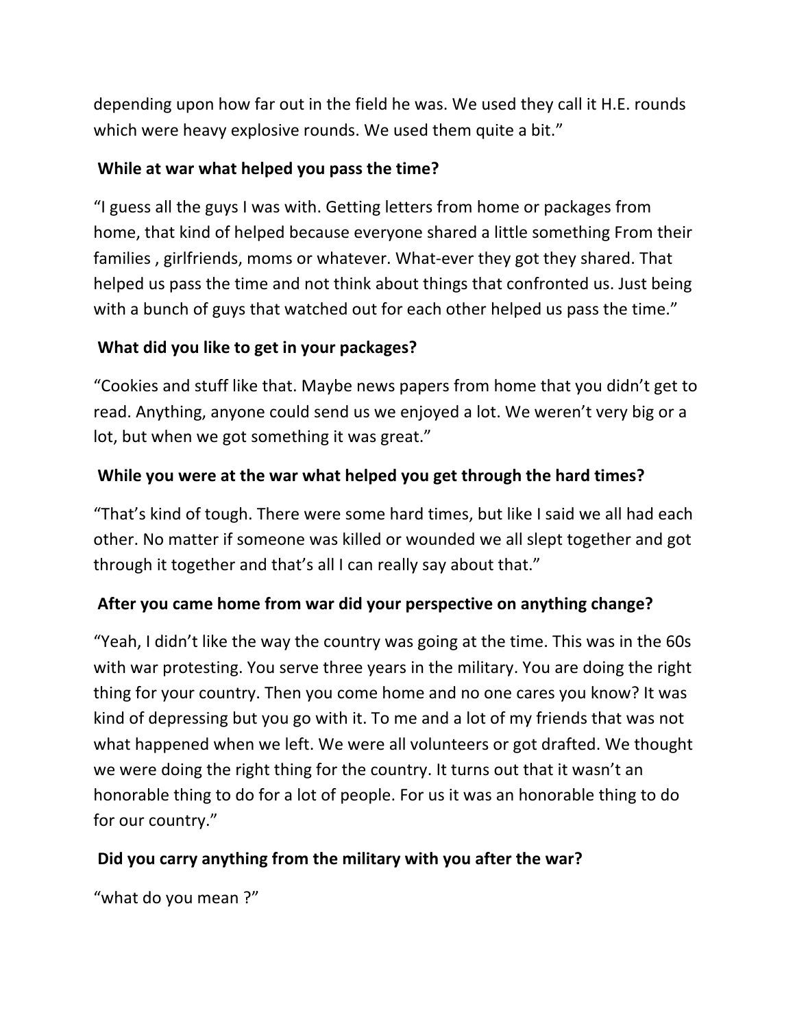depending upon how far out in the field he was. We used they call it H.E. rounds which were heavy explosive rounds. We used them quite a bit."

**While at war what helped you pass the time?**

"I guess all the guys I was with. Getting letters from home or packages from home, that kind of helped because everyone shared a little something From their families , girlfriends, moms or whatever. What-ever they got they shared. That helped us pass the time and not think about things that confronted us. Just being with a bunch of guys that watched out for each other helped us pass the time."

**What did you like to get in your packages?**

"Cookies and stuff like that. Maybe news papers from home that you didn't get to read. Anything, anyone could send us we enjoyed a lot. We weren't very big or a lot, but when we got something it was great."

**While you were at the war what helped you get through the hard times?**

"That's kind of tough. There were some hard times, but like I said we all had each other. No matter if someone was killed or wounded we all slept together and got through it together and that's all I can really say about that."

**After you came home from war did your perspective on anything change?**

"Yeah, I didn't like the way the country was going at the time. This was in the 60s with war protesting. You serve three years in the military. You are doing the right thing for your country. Then you come home and no one cares you know? It was kind of depressing but you go with it. To me and a lot of my friends that was not what happened when we left. We were all volunteers or got drafted. We thought we were doing the right thing for the country. It turns out that it wasn't an honorable thing to do for a lot of people. For us it was an honorable thing to do for our country."

**Did you carry anything from the military with you after the war?**

"what do you mean ?"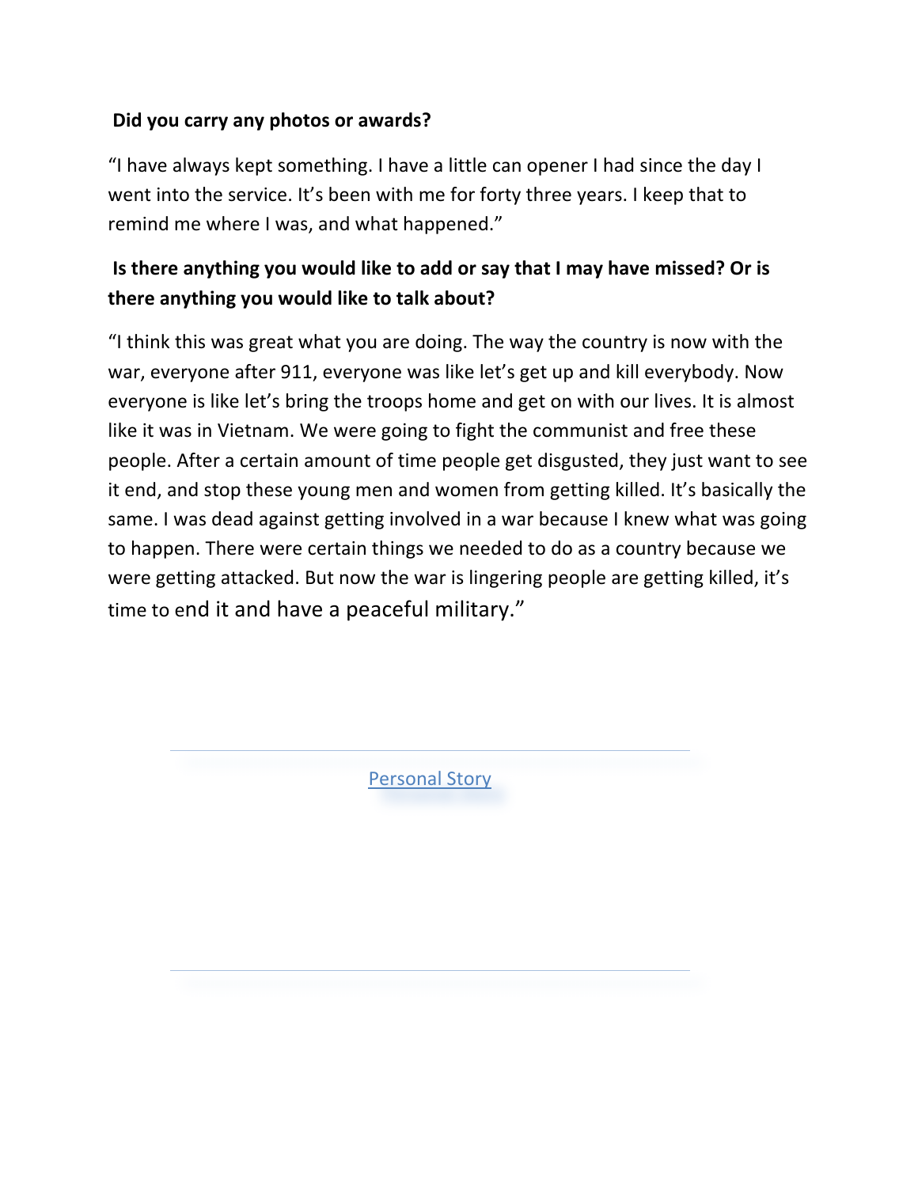**Did you carry any photos or awards?**

"I have always kept something. I have a little can opener I had since the day I went into the service. It's been with me for forty three years. I keep that to remind me where I was, and what happened."

**Is there anything you would like to add or say that I may have missed? Or is there anything you would like to talk about?**

"I think this was great what you are doing. The way the country is now with the war, everyone after 911, everyone was like let's get up and kill everybody. Now everyone is like let's bring the troops home and get on with our lives. It is almost like it was in Vietnam. We were going to fight the communist and free these people. After a certain amount of time people get disgusted, they just want to see it end, and stop these young men and women from getting killed. It's basically the same. I was dead against getting involved in a war because I knew what was going to happen. There were certain things we needed to do as a country because we were getting attacked. But now the war is lingering people are getting killed, it's time to end it and have a peaceful military."

Personal Story